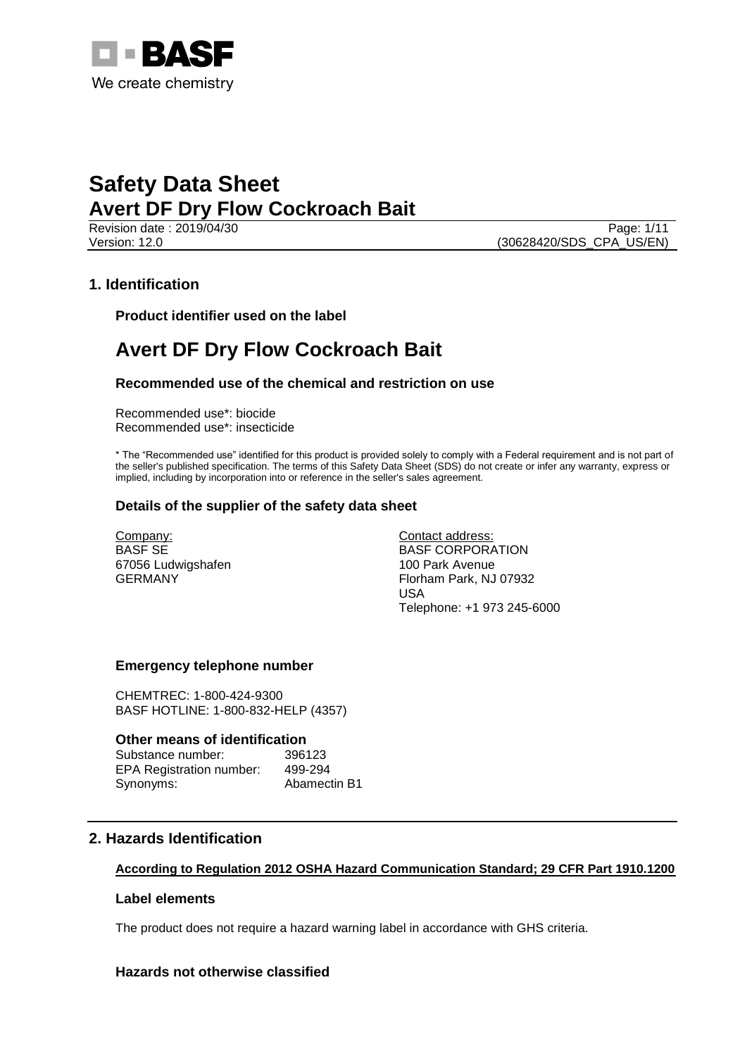# Safety Data Sheet

## Avert DF Dry Flow Cockroach Bait

Revision date : 2019/04/30
Version: 12.0
(30628420/SDS_CPA_US/EN)

## 1. Identification

### Product identifier used on the label

# Avert DF Dry Flow Cockroach Bait

### Recommended use of the chemical and restriction on use

Recommended use*: biocide
Recommended use*: insecticide

* The "Recommended use" identified for this product is provided solely to comply with a Federal requirement and is not part of the seller's published specification. The terms of this Safety Data Sheet (SDS) do not create or infer any warranty, express or implied, including by incorporation into or reference in the seller's sales agreement.

### Details of the supplier of the safety data sheet

Company:
BASF SE
67056 Ludwigshafen
GERMANY

Contact address:
BASF CORPORATION
100 Park Avenue
Florham Park, NJ 07932
USA
Telephone: +1 973 245-6000

### Emergency telephone number

CHEMTREC: 1-800-424-9300
BASF HOTLINE: 1-800-832-HELP (4357)

### Other means of identification

| | |
|---|---|
| Substance number: | 396123 |
| EPA Registration number: | 499-294 |
| Synonyms: | Abamectin B1 |

## 2. Hazards Identification

**According to Regulation 2012 OSHA Hazard Communication Standard; 29 CFR Part 1910.1200**

### Label elements

The product does not require a hazard warning label in accordance with GHS criteria.

### Hazards not otherwise classified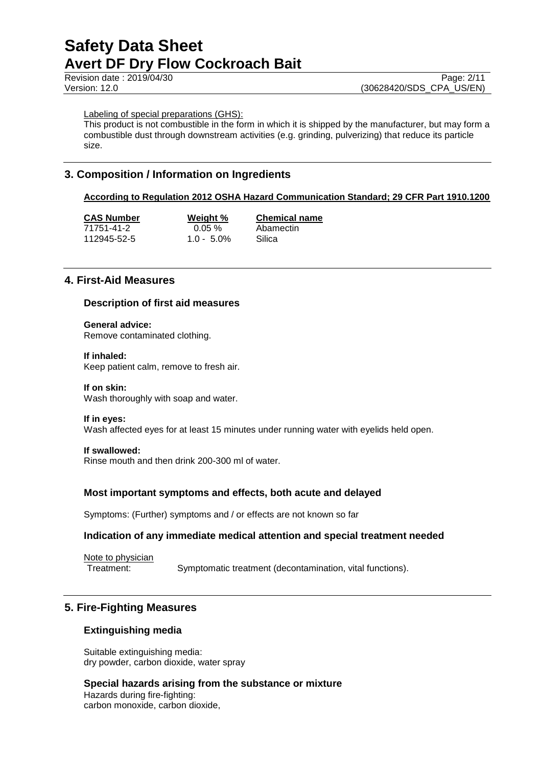Labeling of special preparations (GHS):

This product is not combustible in the form in which it is shipped by the manufacturer, but may form a combustible dust through downstream activities (e.g. grinding, pulverizing) that reduce its particle size.

## 3. Composition / Information on Ingredients

**According to Regulation 2012 OSHA Hazard Communication Standard; 29 CFR Part 1910.1200**

| CAS Number | Weight % | Chemical name |
|---|---|---|
| 71751-41-2 | 0.05 % | Abamectin |
| 112945-52-5 | 1.0 - 5.0% | Silica |

## 4. First-Aid Measures

### Description of first aid measures

**General advice:**
Remove contaminated clothing.

**If inhaled:**
Keep patient calm, remove to fresh air.

**If on skin:**
Wash thoroughly with soap and water.

**If in eyes:**
Wash affected eyes for at least 15 minutes under running water with eyelids held open.

**If swallowed:**
Rinse mouth and then drink 200-300 ml of water.

### Most important symptoms and effects, both acute and delayed

Symptoms: (Further) symptoms and / or effects are not known so far

### Indication of any immediate medical attention and special treatment needed

Note to physician

Treatment: Symptomatic treatment (decontamination, vital functions).

## 5. Fire-Fighting Measures

### Extinguishing media

Suitable extinguishing media:
dry powder, carbon dioxide, water spray

### Special hazards arising from the substance or mixture

Hazards during fire-fighting:
carbon monoxide, carbon dioxide,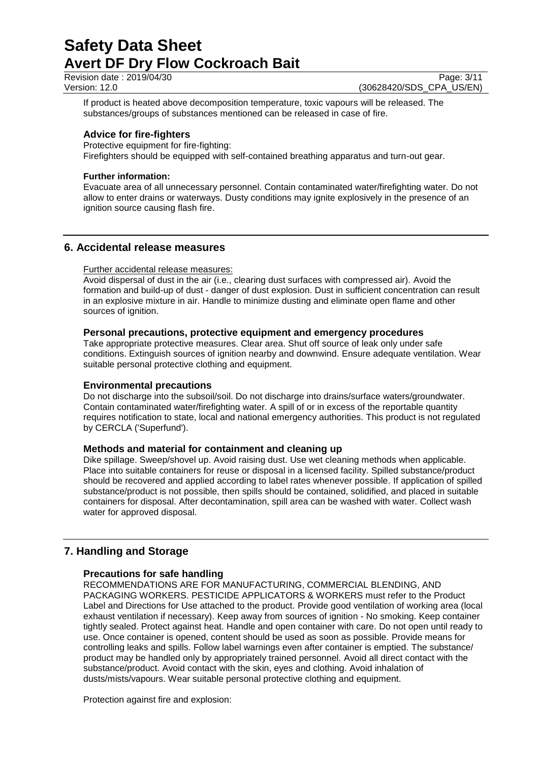If product is heated above decomposition temperature, toxic vapours will be released. The substances/groups of substances mentioned can be released in case of fire.

### Advice for fire-fighters

Protective equipment for fire-fighting:
Firefighters should be equipped with self-contained breathing apparatus and turn-out gear.

**Further information:**

Evacuate area of all unnecessary personnel. Contain contaminated water/firefighting water. Do not allow to enter drains or waterways. Dusty conditions may ignite explosively in the presence of an ignition source causing flash fire.

## 6. Accidental release measures

Further accidental release measures:

Avoid dispersal of dust in the air (i.e., clearing dust surfaces with compressed air). Avoid the formation and build-up of dust - danger of dust explosion. Dust in sufficient concentration can result in an explosive mixture in air. Handle to minimize dusting and eliminate open flame and other sources of ignition.

### Personal precautions, protective equipment and emergency procedures

Take appropriate protective measures. Clear area. Shut off source of leak only under safe conditions. Extinguish sources of ignition nearby and downwind. Ensure adequate ventilation. Wear suitable personal protective clothing and equipment.

### Environmental precautions

Do not discharge into the subsoil/soil. Do not discharge into drains/surface waters/groundwater. Contain contaminated water/firefighting water. A spill of or in excess of the reportable quantity requires notification to state, local and national emergency authorities. This product is not regulated by CERCLA ('Superfund').

### Methods and material for containment and cleaning up

Dike spillage. Sweep/shovel up. Avoid raising dust. Use wet cleaning methods when applicable. Place into suitable containers for reuse or disposal in a licensed facility. Spilled substance/product should be recovered and applied according to label rates whenever possible. If application of spilled substance/product is not possible, then spills should be contained, solidified, and placed in suitable containers for disposal. After decontamination, spill area can be washed with water. Collect wash water for approved disposal.

## 7. Handling and Storage

### Precautions for safe handling

RECOMMENDATIONS ARE FOR MANUFACTURING, COMMERCIAL BLENDING, AND PACKAGING WORKERS. PESTICIDE APPLICATORS & WORKERS must refer to the Product Label and Directions for Use attached to the product. Provide good ventilation of working area (local exhaust ventilation if necessary). Keep away from sources of ignition - No smoking. Keep container tightly sealed. Protect against heat. Handle and open container with care. Do not open until ready to use. Once container is opened, content should be used as soon as possible. Provide means for controlling leaks and spills. Follow label warnings even after container is emptied. The substance/ product may be handled only by appropriately trained personnel. Avoid all direct contact with the substance/product. Avoid contact with the skin, eyes and clothing. Avoid inhalation of dusts/mists/vapours. Wear suitable personal protective clothing and equipment.

Protection against fire and explosion: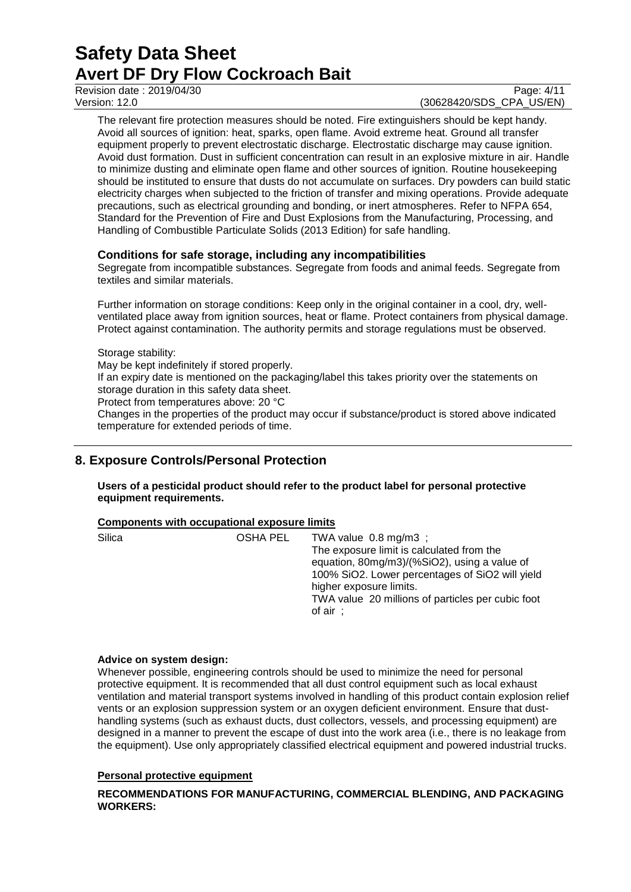The relevant fire protection measures should be noted. Fire extinguishers should be kept handy. Avoid all sources of ignition: heat, sparks, open flame. Avoid extreme heat. Ground all transfer equipment properly to prevent electrostatic discharge. Electrostatic discharge may cause ignition. Avoid dust formation. Dust in sufficient concentration can result in an explosive mixture in air. Handle to minimize dusting and eliminate open flame and other sources of ignition. Routine housekeeping should be instituted to ensure that dusts do not accumulate on surfaces. Dry powders can build static electricity charges when subjected to the friction of transfer and mixing operations. Provide adequate precautions, such as electrical grounding and bonding, or inert atmospheres. Refer to NFPA 654, Standard for the Prevention of Fire and Dust Explosions from the Manufacturing, Processing, and Handling of Combustible Particulate Solids (2013 Edition) for safe handling.

### Conditions for safe storage, including any incompatibilities

Segregate from incompatible substances. Segregate from foods and animal feeds. Segregate from textiles and similar materials.

Further information on storage conditions: Keep only in the original container in a cool, dry, well-ventilated place away from ignition sources, heat or flame. Protect containers from physical damage. Protect against contamination. The authority permits and storage regulations must be observed.

Storage stability:
May be kept indefinitely if stored properly.
If an expiry date is mentioned on the packaging/label this takes priority over the statements on storage duration in this safety data sheet.
Protect from temperatures above: 20 °C
Changes in the properties of the product may occur if substance/product is stored above indicated temperature for extended periods of time.

## 8. Exposure Controls/Personal Protection

**Users of a pesticidal product should refer to the product label for personal protective equipment requirements.**

**Components with occupational exposure limits**

| | | |
|---|---|---|
| Silica | OSHA PEL | TWA value 0.8 mg/m3 ;<br>The exposure limit is calculated from the equation, 80mg/m3)/(%SiO2), using a value of 100% SiO2. Lower percentages of SiO2 will yield higher exposure limits.<br>TWA value 20 millions of particles per cubic foot of air ; |

**Advice on system design:**

Whenever possible, engineering controls should be used to minimize the need for personal protective equipment. It is recommended that all dust control equipment such as local exhaust ventilation and material transport systems involved in handling of this product contain explosion relief vents or an explosion suppression system or an oxygen deficient environment. Ensure that dust-handling systems (such as exhaust ducts, dust collectors, vessels, and processing equipment) are designed in a manner to prevent the escape of dust into the work area (i.e., there is no leakage from the equipment). Use only appropriately classified electrical equipment and powered industrial trucks.

**Personal protective equipment**

**RECOMMENDATIONS FOR MANUFACTURING, COMMERCIAL BLENDING, AND PACKAGING WORKERS:**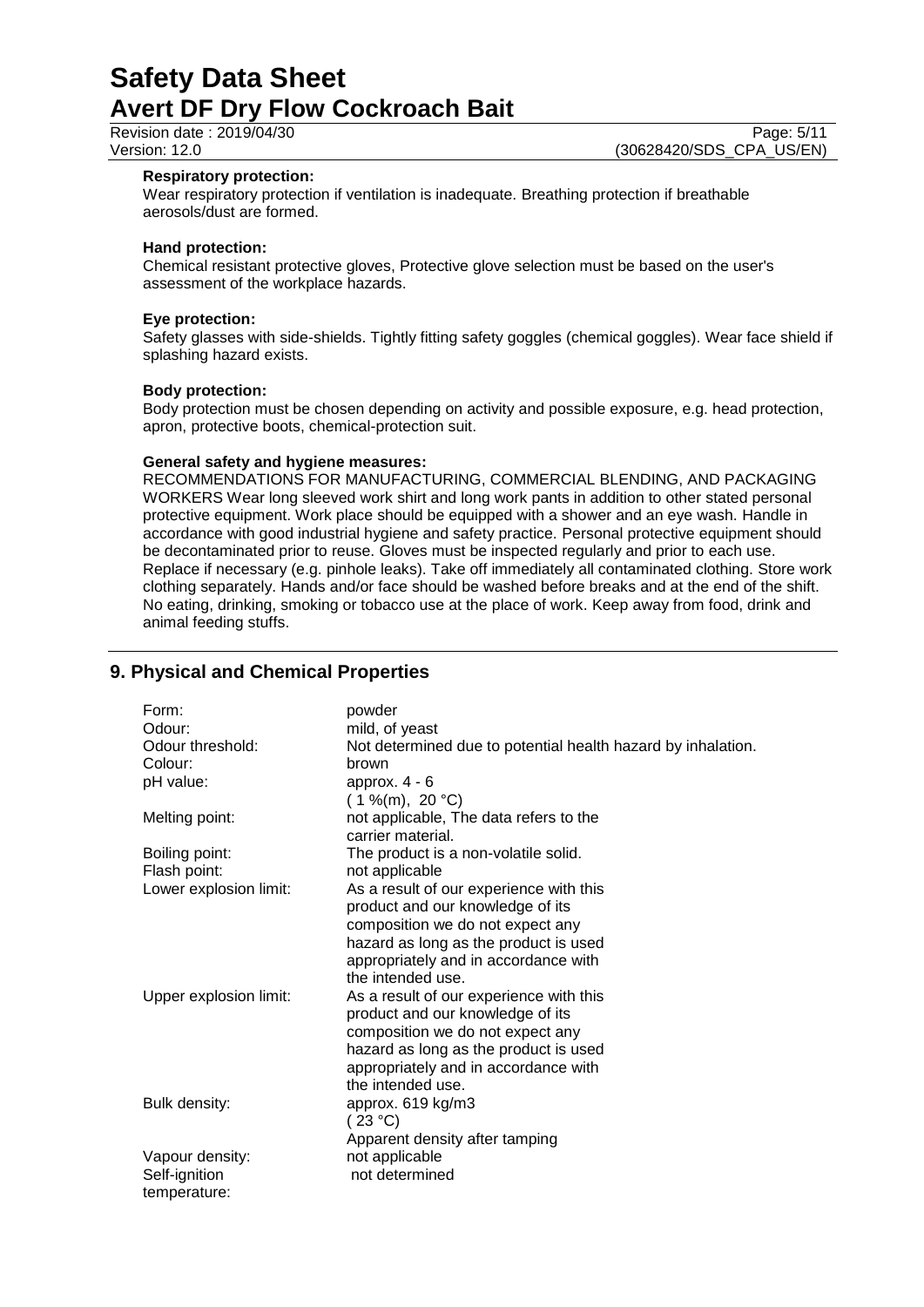**Respiratory protection:**
Wear respiratory protection if ventilation is inadequate. Breathing protection if breathable aerosols/dust are formed.

**Hand protection:**
Chemical resistant protective gloves, Protective glove selection must be based on the user's assessment of the workplace hazards.

**Eye protection:**
Safety glasses with side-shields. Tightly fitting safety goggles (chemical goggles). Wear face shield if splashing hazard exists.

**Body protection:**
Body protection must be chosen depending on activity and possible exposure, e.g. head protection, apron, protective boots, chemical-protection suit.

**General safety and hygiene measures:**
RECOMMENDATIONS FOR MANUFACTURING, COMMERCIAL BLENDING, AND PACKAGING WORKERS Wear long sleeved work shirt and long work pants in addition to other stated personal protective equipment. Work place should be equipped with a shower and an eye wash. Handle in accordance with good industrial hygiene and safety practice. Personal protective equipment should be decontaminated prior to reuse. Gloves must be inspected regularly and prior to each use. Replace if necessary (e.g. pinhole leaks). Take off immediately all contaminated clothing. Store work clothing separately. Hands and/or face should be washed before breaks and at the end of the shift. No eating, drinking, smoking or tobacco use at the place of work. Keep away from food, drink and animal feeding stuffs.

## 9. Physical and Chemical Properties

| | |
|---|---|
| Form: | powder |
| Odour: | mild, of yeast |
| Odour threshold: | Not determined due to potential health hazard by inhalation. |
| Colour: | brown |
| pH value: | approx. 4 - 6 (1 %(m), 20 °C) |
| Melting point: | not applicable, The data refers to the carrier material. |
| Boiling point: | The product is a non-volatile solid. |
| Flash point: | not applicable |
| Lower explosion limit: | As a result of our experience with this product and our knowledge of its composition we do not expect any hazard as long as the product is used appropriately and in accordance with the intended use. |
| Upper explosion limit: | As a result of our experience with this product and our knowledge of its composition we do not expect any hazard as long as the product is used appropriately and in accordance with the intended use. |
| Bulk density: | approx. 619 kg/m3 (23 °C) Apparent density after tamping |
| Vapour density: | not applicable |
| Self-ignition temperature: | not determined |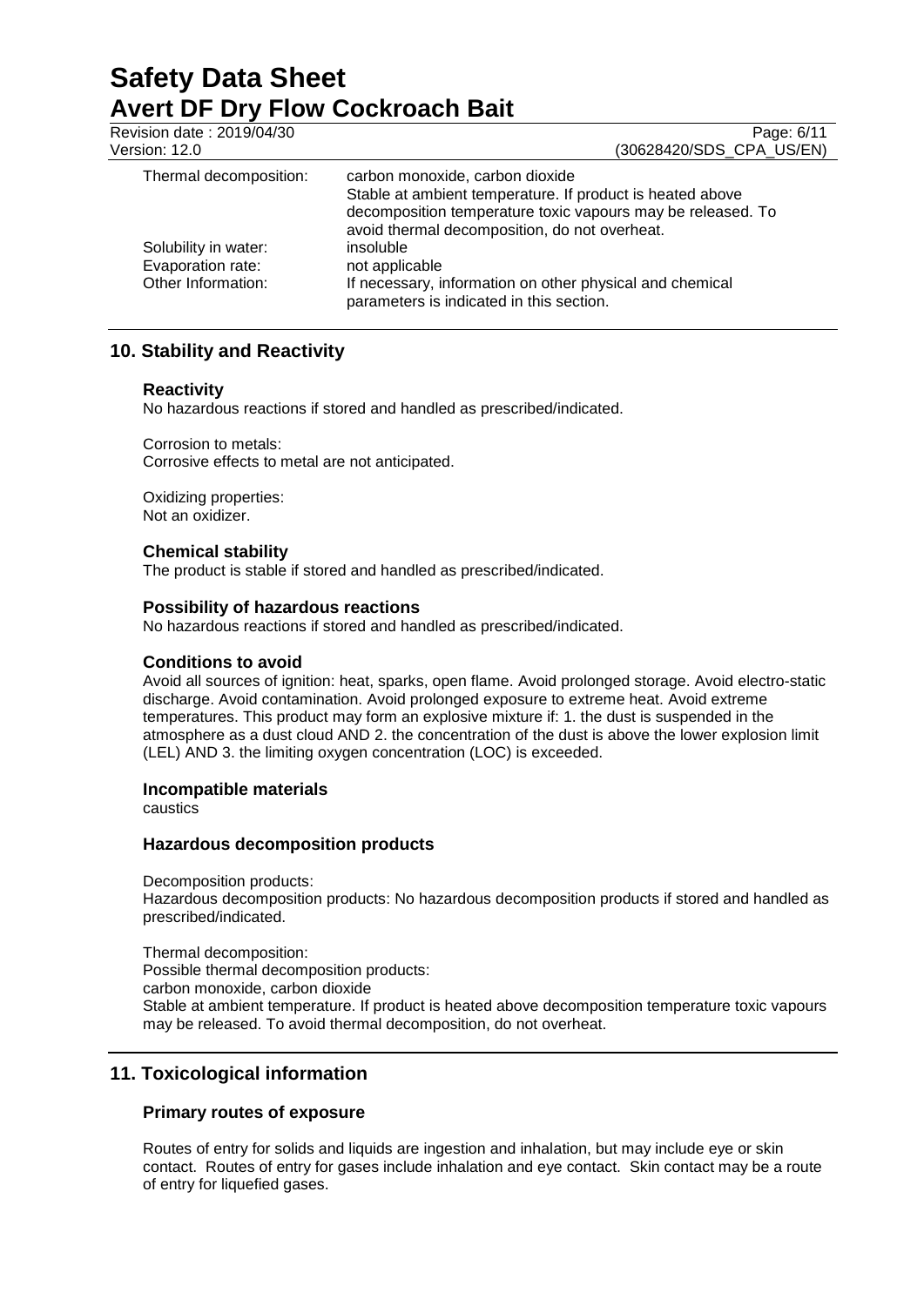| | |
|---|---|
| Thermal decomposition: | carbon monoxide, carbon dioxide<br>Stable at ambient temperature. If product is heated above decomposition temperature toxic vapours may be released. To avoid thermal decomposition, do not overheat. |
| Solubility in water: | insoluble |
| Evaporation rate: | not applicable |
| Other Information: | If necessary, information on other physical and chemical parameters is indicated in this section. |

## 10. Stability and Reactivity

### Reactivity

No hazardous reactions if stored and handled as prescribed/indicated.

Corrosion to metals:
Corrosive effects to metal are not anticipated.

Oxidizing properties:
Not an oxidizer.

### Chemical stability

The product is stable if stored and handled as prescribed/indicated.

### Possibility of hazardous reactions

No hazardous reactions if stored and handled as prescribed/indicated.

### Conditions to avoid

Avoid all sources of ignition: heat, sparks, open flame. Avoid prolonged storage. Avoid electro-static discharge. Avoid contamination. Avoid prolonged exposure to extreme heat. Avoid extreme temperatures. This product may form an explosive mixture if: 1. the dust is suspended in the atmosphere as a dust cloud AND 2. the concentration of the dust is above the lower explosion limit (LEL) AND 3. the limiting oxygen concentration (LOC) is exceeded.

### Incompatible materials

caustics

### Hazardous decomposition products

Decomposition products:
Hazardous decomposition products: No hazardous decomposition products if stored and handled as prescribed/indicated.

Thermal decomposition:
Possible thermal decomposition products:
carbon monoxide, carbon dioxide
Stable at ambient temperature. If product is heated above decomposition temperature toxic vapours may be released. To avoid thermal decomposition, do not overheat.

## 11. Toxicological information

### Primary routes of exposure

Routes of entry for solids and liquids are ingestion and inhalation, but may include eye or skin contact. Routes of entry for gases include inhalation and eye contact. Skin contact may be a route of entry for liquefied gases.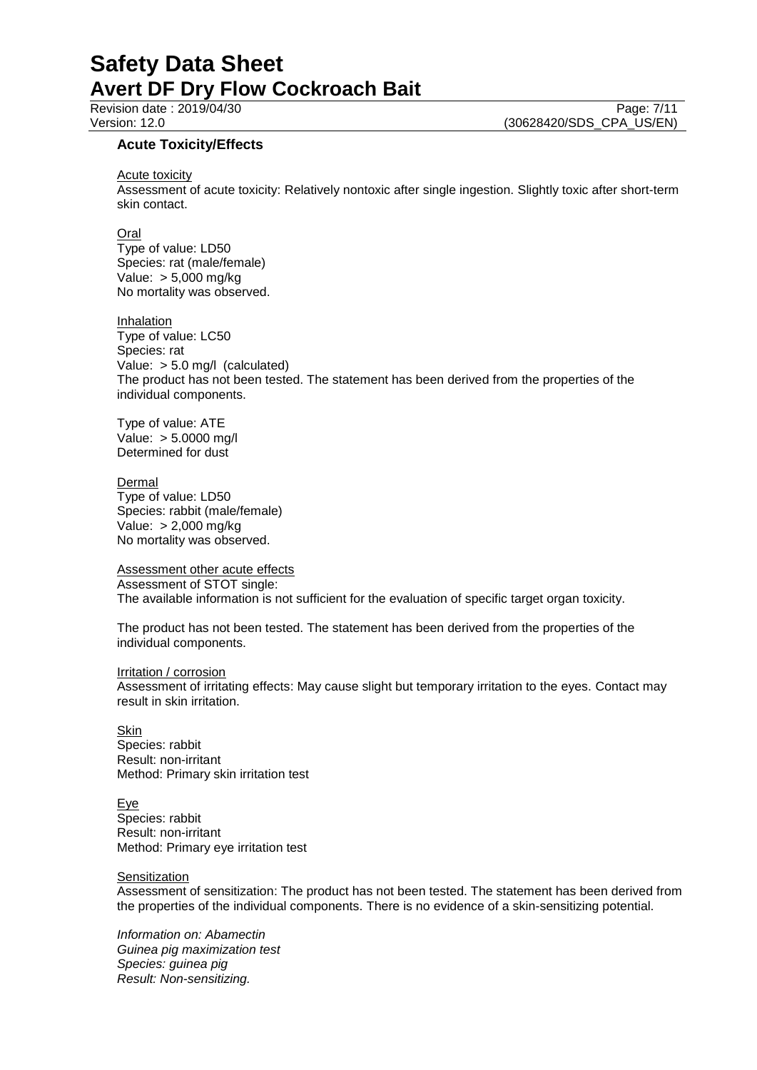### Acute Toxicity/Effects

Acute toxicity
Assessment of acute toxicity: Relatively nontoxic after single ingestion. Slightly toxic after short-term skin contact.

Oral
Type of value: LD50
Species: rat (male/female)
Value: > 5,000 mg/kg
No mortality was observed.

Inhalation
Type of value: LC50
Species: rat
Value: > 5.0 mg/l (calculated)
The product has not been tested. The statement has been derived from the properties of the individual components.

Type of value: ATE
Value: > 5.0000 mg/l
Determined for dust

Dermal
Type of value: LD50
Species: rabbit (male/female)
Value: > 2,000 mg/kg
No mortality was observed.

Assessment other acute effects
Assessment of STOT single:
The available information is not sufficient for the evaluation of specific target organ toxicity.

The product has not been tested. The statement has been derived from the properties of the individual components.

Irritation / corrosion
Assessment of irritating effects: May cause slight but temporary irritation to the eyes. Contact may result in skin irritation.

Skin
Species: rabbit
Result: non-irritant
Method: Primary skin irritation test

Eye
Species: rabbit
Result: non-irritant
Method: Primary eye irritation test

Sensitization
Assessment of sensitization: The product has not been tested. The statement has been derived from the properties of the individual components. There is no evidence of a skin-sensitizing potential.

*Information on: Abamectin*
*Guinea pig maximization test*
*Species: guinea pig*
*Result: Non-sensitizing.*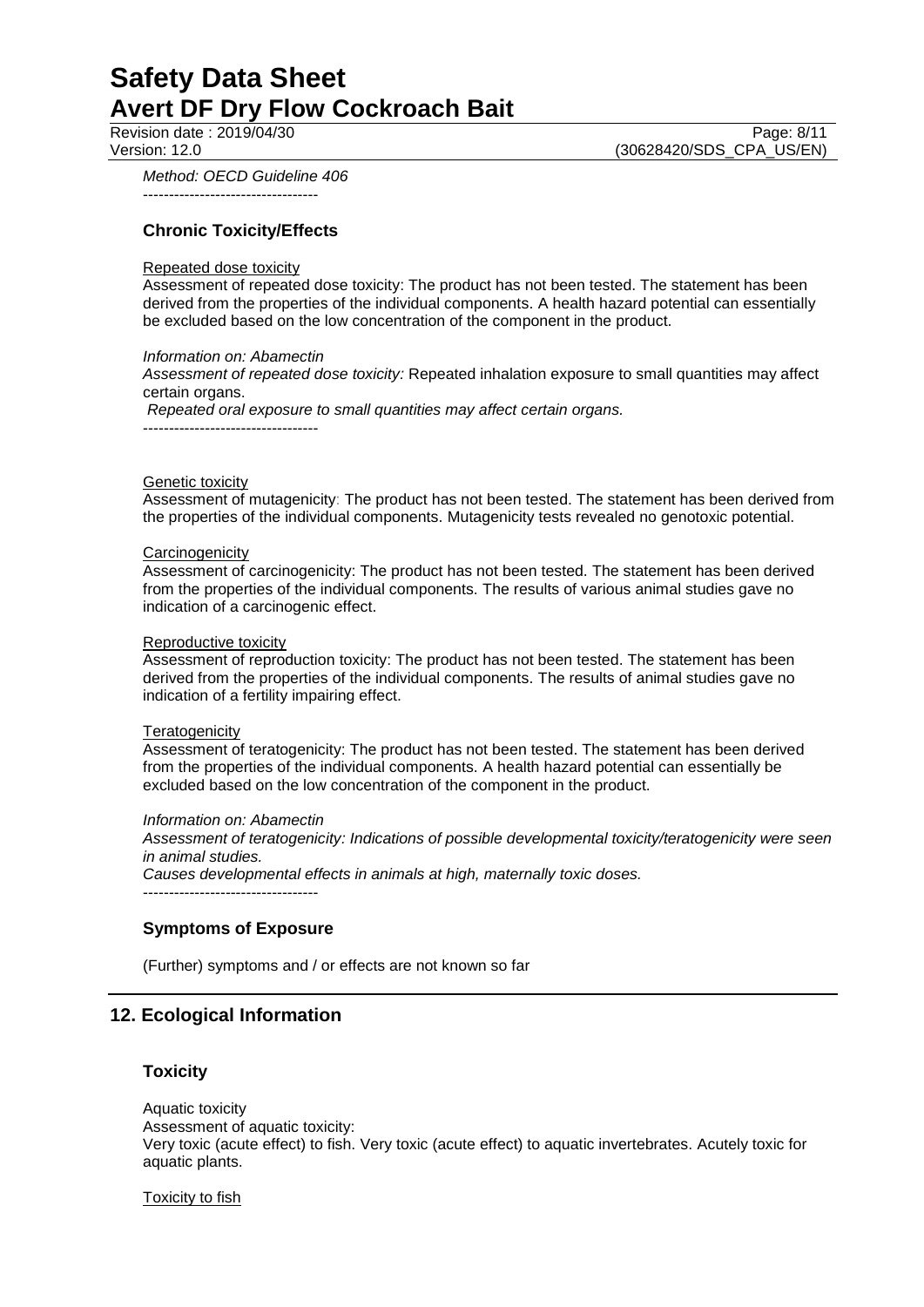*Method: OECD Guideline 406*

----------------------------------

### Chronic Toxicity/Effects

Repeated dose toxicity

Assessment of repeated dose toxicity: The product has not been tested. The statement has been derived from the properties of the individual components. A health hazard potential can essentially be excluded based on the low concentration of the component in the product.

*Information on: Abamectin*

*Assessment of repeated dose toxicity:* Repeated inhalation exposure to small quantities may affect certain organs.

*Repeated oral exposure to small quantities may affect certain organs.*

----------------------------------

Genetic toxicity

Assessment of mutagenicity: The product has not been tested. The statement has been derived from the properties of the individual components. Mutagenicity tests revealed no genotoxic potential.

Carcinogenicity

Assessment of carcinogenicity: The product has not been tested. The statement has been derived from the properties of the individual components. The results of various animal studies gave no indication of a carcinogenic effect.

Reproductive toxicity

Assessment of reproduction toxicity: The product has not been tested. The statement has been derived from the properties of the individual components. The results of animal studies gave no indication of a fertility impairing effect.

Teratogenicity

Assessment of teratogenicity: The product has not been tested. The statement has been derived from the properties of the individual components. A health hazard potential can essentially be excluded based on the low concentration of the component in the product.

*Information on: Abamectin*

*Assessment of teratogenicity: Indications of possible developmental toxicity/teratogenicity were seen in animal studies.*

*Causes developmental effects in animals at high, maternally toxic doses.*

----------------------------------

### Symptoms of Exposure

(Further) symptoms and / or effects are not known so far

## 12. Ecological Information

### Toxicity

Aquatic toxicity

Assessment of aquatic toxicity:

Very toxic (acute effect) to fish. Very toxic (acute effect) to aquatic invertebrates. Acutely toxic for aquatic plants.

Toxicity to fish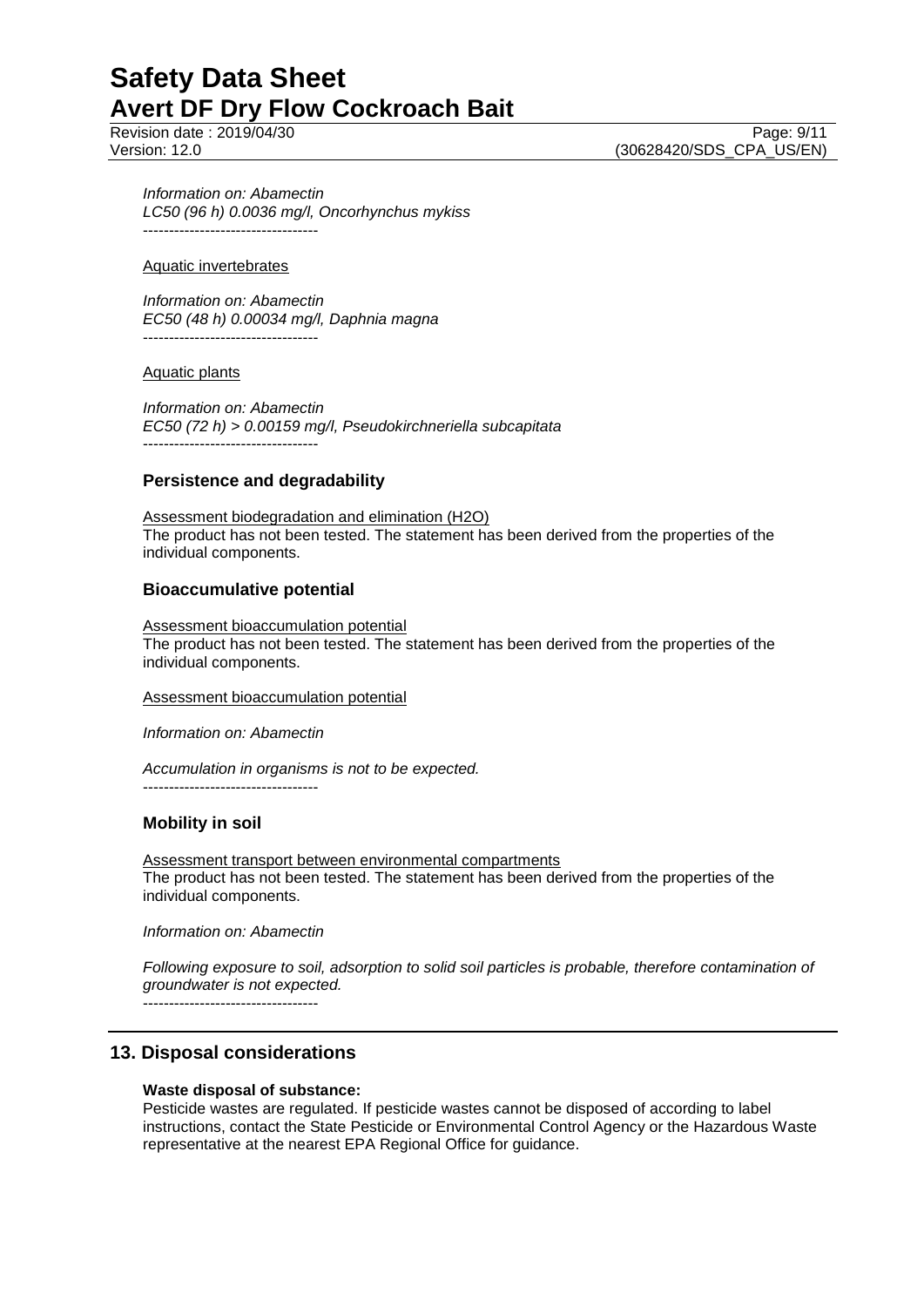*Information on: Abamectin*
*LC50 (96 h) 0.0036 mg/l, Oncorhynchus mykiss*
----------------------------------

Aquatic invertebrates

*Information on: Abamectin*
*EC50 (48 h) 0.00034 mg/l, Daphnia magna*
----------------------------------

Aquatic plants

*Information on: Abamectin*
*EC50 (72 h) > 0.00159 mg/l, Pseudokirchneriella subcapitata*
----------------------------------

### Persistence and degradability

Assessment biodegradation and elimination ($H_2O$)
The product has not been tested. The statement has been derived from the properties of the individual components.

### Bioaccumulative potential

Assessment bioaccumulation potential
The product has not been tested. The statement has been derived from the properties of the individual components.

Assessment bioaccumulation potential

*Information on: Abamectin*

*Accumulation in organisms is not to be expected.*
----------------------------------

### Mobility in soil

Assessment transport between environmental compartments
The product has not been tested. The statement has been derived from the properties of the individual components.

*Information on: Abamectin*

*Following exposure to soil, adsorption to solid soil particles is probable, therefore contamination of groundwater is not expected.*
----------------------------------

## 13. Disposal considerations

**Waste disposal of substance:**
Pesticide wastes are regulated. If pesticide wastes cannot be disposed of according to label instructions, contact the State Pesticide or Environmental Control Agency or the Hazardous Waste representative at the nearest EPA Regional Office for guidance.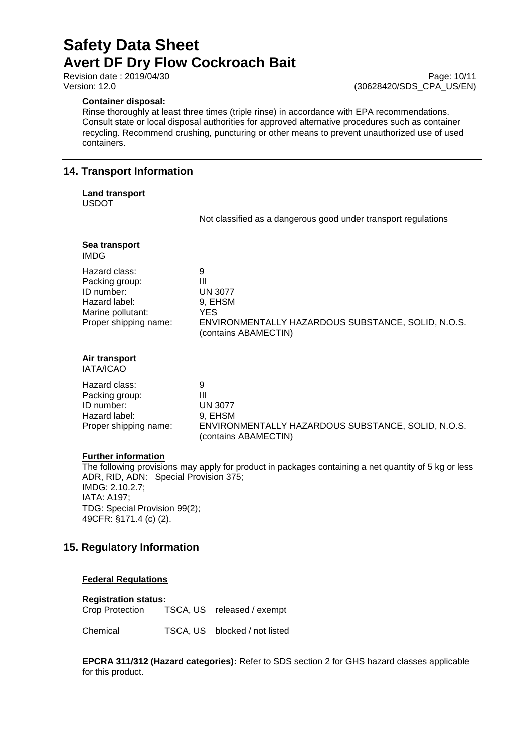**Container disposal:**

Rinse thoroughly at least three times (triple rinse) in accordance with EPA recommendations. Consult state or local disposal authorities for approved alternative procedures such as container recycling. Recommend crushing, puncturing or other means to prevent unauthorized use of used containers.

## 14. Transport Information

**Land transport**
USDOT

Not classified as a dangerous good under transport regulations

**Sea transport**
IMDG

| | |
|---|---|
| Hazard class: | 9 |
| Packing group: | III |
| ID number: | UN 3077 |
| Hazard label: | 9, EHSM |
| Marine pollutant: | YES |
| Proper shipping name: | ENVIRONMENTALLY HAZARDOUS SUBSTANCE, SOLID, N.O.S. (contains ABAMECTIN) |

**Air transport**
IATA/ICAO

| | |
|---|---|
| Hazard class: | 9 |
| Packing group: | III |
| ID number: | UN 3077 |
| Hazard label: | 9, EHSM |
| Proper shipping name: | ENVIRONMENTALLY HAZARDOUS SUBSTANCE, SOLID, N.O.S. (contains ABAMECTIN) |

**Further information**

The following provisions may apply for product in packages containing a net quantity of 5 kg or less
ADR, RID, ADN: Special Provision 375;
IMDG: 2.10.2.7;
IATA: A197;
TDG: Special Provision 99(2);
49CFR: §171.4 (c) (2).

## 15. Regulatory Information

**Federal Regulations**

**Registration status:**

| | | |
|---|---|---|
| Crop Protection | TSCA, US | released / exempt |
| Chemical | TSCA, US | blocked / not listed |

**EPCRA 311/312 (Hazard categories):** Refer to SDS section 2 for GHS hazard classes applicable for this product.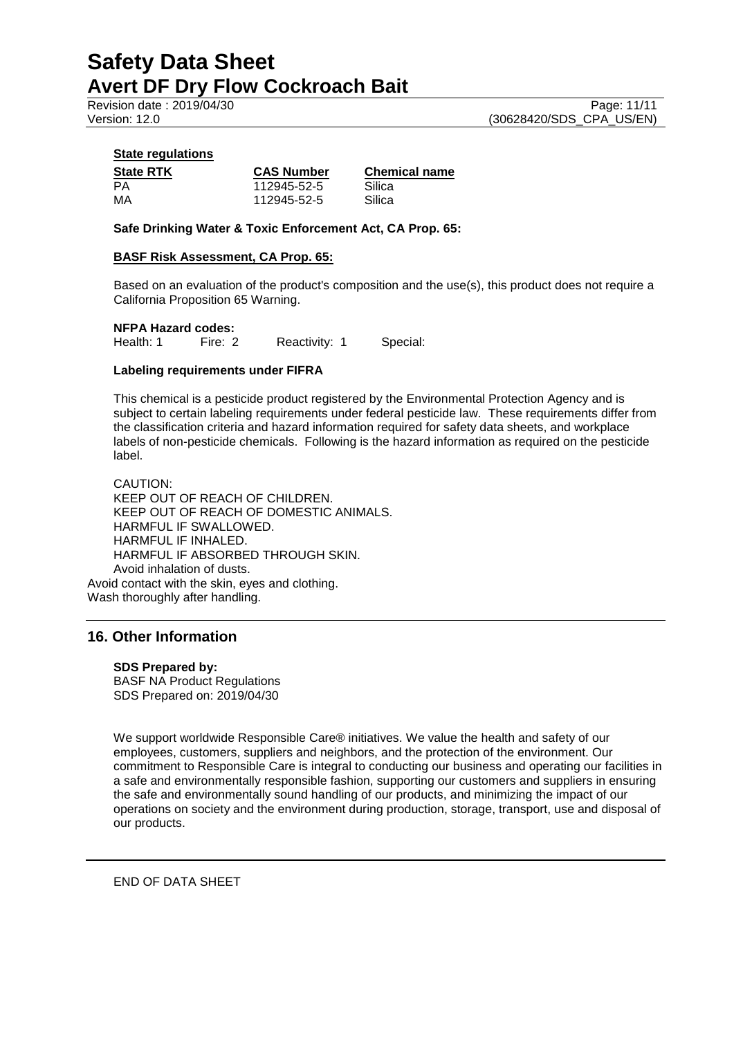**State regulations**

| State RTK | CAS Number | Chemical name |
|---|---|---|
| PA | 112945-52-5 | Silica |
| MA | 112945-52-5 | Silica |

**Safe Drinking Water & Toxic Enforcement Act, CA Prop. 65:**

**BASF Risk Assessment, CA Prop. 65:**

Based on an evaluation of the product's composition and the use(s), this product does not require a California Proposition 65 Warning.

**NFPA Hazard codes:**
Health: 1 Fire: 2 Reactivity: 1 Special:

**Labeling requirements under FIFRA**

This chemical is a pesticide product registered by the Environmental Protection Agency and is subject to certain labeling requirements under federal pesticide law. These requirements differ from the classification criteria and hazard information required for safety data sheets, and workplace labels of non-pesticide chemicals. Following is the hazard information as required on the pesticide label.

CAUTION:
KEEP OUT OF REACH OF CHILDREN.
KEEP OUT OF REACH OF DOMESTIC ANIMALS.
HARMFUL IF SWALLOWED.
HARMFUL IF INHALED.
HARMFUL IF ABSORBED THROUGH SKIN.
Avoid inhalation of dusts.
Avoid contact with the skin, eyes and clothing.
Wash thoroughly after handling.

## 16. Other Information

**SDS Prepared by:**
BASF NA Product Regulations
SDS Prepared on: 2019/04/30

We support worldwide Responsible Care® initiatives. We value the health and safety of our employees, customers, suppliers and neighbors, and the protection of the environment. Our commitment to Responsible Care is integral to conducting our business and operating our facilities in a safe and environmentally responsible fashion, supporting our customers and suppliers in ensuring the safe and environmentally sound handling of our products, and minimizing the impact of our operations on society and the environment during production, storage, transport, use and disposal of our products.

END OF DATA SHEET